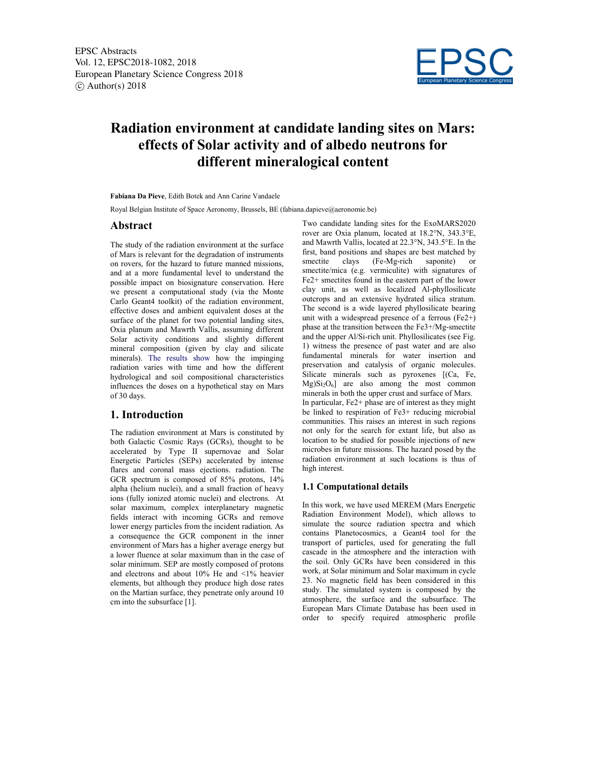# Radiation environment at candidate landing sites on Mars: effects of Solar activity and of albedo neutrons for different mineralogical content

**Fabiana Da Pieve**, Edith Botek and Ann Carine Vandaele

Royal Belgian Institute of Space Aeronomy, Brussels, BE (fabiana.dapieve@aeronomie.be)

## Abstract

The study of the radiation environment at the surface of Mars is relevant for the degradation of instruments on rovers, for the hazard to future manned missions, and at a more fundamental level to understand the possible impact on biosignature conservation. Here we present a computational study (via the Monte Carlo Geant4 toolkit) of the radiation environment, effective doses and ambient equivalent doses at the surface of the planet for two potential landing sites, Oxia planum and Mawrth Vallis, assuming different Solar activity conditions and slightly different mineral composition (given by clay and silicate minerals). The results show how the impinging radiation varies with time and how the different hydrological and soil compositional characteristics influences the doses on a hypothetical stay on Mars of 30 days.

## 1. Introduction

The radiation environment at Mars is constituted by both Galactic Cosmic Rays (GCRs), thought to be accelerated by Type II supernovae and Solar Energetic Particles (SEPs) accelerated by intense flares and coronal mass ejections. radiation. The GCR spectrum is composed of 85% protons, 14% alpha (helium nuclei), and a small fraction of heavy ions (fully ionized atomic nuclei) and electrons. At solar maximum, complex interplanetary magnetic fields interact with incoming GCRs and remove lower energy particles from the incident radiation. As a consequence the GCR component in the inner environment of Mars has a higher average energy but a lower fluence at solar maximum than in the case of solar minimum. SEP are mostly composed of protons and electrons and about 10% He and <1% heavier elements, but although they produce high dose rates on the Martian surface, they penetrate only around 10 cm into the subsurface [1].

Two candidate landing sites for the ExoMARS2020 rover are Oxia planum, located at 18.2°N, 343.3°E, and Mawrth Vallis, located at 22.3°N, 343.5°E. In the first, band positions and shapes are best matched by smectite clays (Fe-Mg-rich saponite) or smectite/mica (e.g. vermiculite) with signatures of $Fe^{2+}$ smectites found in the eastern part of the lower clay unit, as well as localized Al-phyllosilicate outcrops and an extensive hydrated silica stratum. The second is a wide layered phyllosilicate bearing unit with a widespread presence of a ferrous ($Fe^{2+}$) phase at the transition between the $Fe^{3+}$/Mg-smectite and the upper Al/Si-rich unit. Phyllosilicates (see Fig. 1) witness the presence of past water and are also fundamental minerals for water insertion and preservation and catalysis of organic molecules. Silicate minerals such as pyroxenes [(Ca, Fe, Mg)$Si_2O_6$] are also among the most common minerals in both the upper crust and surface of Mars. In particular, $Fe^{2+}$ phase are of interest as they might be linked to respiration of $Fe^{3+}$ reducing microbial communities. This raises an interest in such regions not only for the search for extant life, but also as location to be studied for possible injections of new microbes in future missions. The hazard posed by the radiation environment at such locations is thus of high interest.

### 1.1 Computational details

In this work, we have used MEREM (Mars Energetic Radiation Environment Model), which allows to simulate the source radiation spectra and which contains Planetocosmics, a Geant4 tool for the transport of particles, used for generating the full cascade in the atmosphere and the interaction with the soil. Only GCRs have been considered in this work, at Solar minimum and Solar maximum in cycle 23. No magnetic field has been considered in this study. The simulated system is composed by the atmosphere, the surface and the subsurface. The European Mars Climate Database has been used in order to specify required atmospheric profile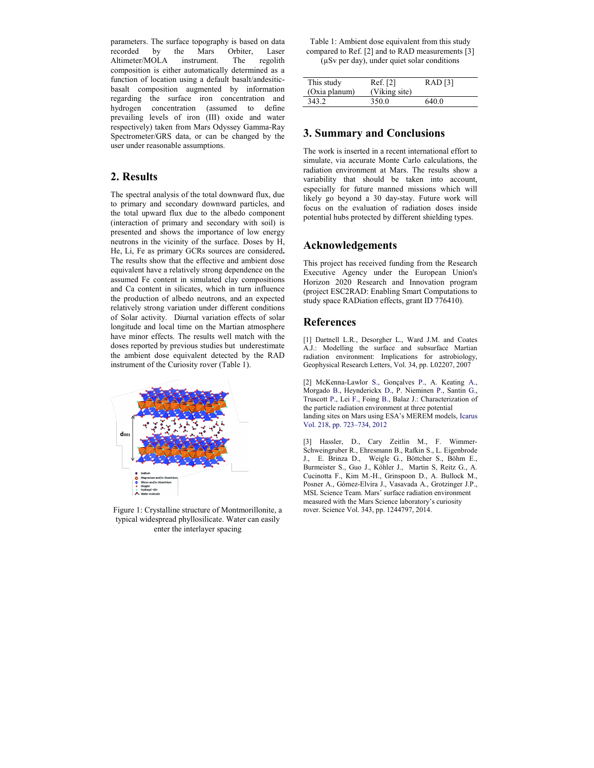parameters. The surface topography is based on data recorded by the Mars Orbiter, Laser Altimeter/MOLA instrument. The regolith composition is either automatically determined as a function of location using a default basalt/andesitic-basalt composition augmented by information regarding the surface iron concentration and hydrogen concentration (assumed to define prevailing levels of iron (III) oxide and water respectively) taken from Mars Odyssey Gamma-Ray Spectrometer/GRS data, or can be changed by the user under reasonable assumptions.

## 2. Results

The spectral analysis of the total downward flux, due to primary and secondary downward particles, and the total upward flux due to the albedo component (interaction of primary and secondary with soil) is presented and shows the importance of low energy neutrons in the vicinity of the surface. Doses by H, He, Li, Fe as primary GCRs sources are considered**.** The results show that the effective and ambient dose equivalent have a relatively strong dependence on the assumed Fe content in simulated clay compositions and Ca content in silicates, which in turn influence the production of albedo neutrons, and an expected relatively strong variation under different conditions of Solar activity. Diurnal variation effects of solar longitude and local time on the Martian atmosphere have minor effects. The results well match with the doses reported by previous studies but underestimate the ambient dose equivalent detected by the RAD instrument of the Curiosity rover (Table 1).

Figure 1: Crystalline structure of Montmorillonite, a typical widespread phyllosilicate. Water can easily enter the interlayer spacing

Table 1: Ambient dose equivalent from this study compared to Ref. [2] and to RAD measurements [3] (μSv per day), under quiet solar conditions

| This study (Oxia planum) | Ref. [2] (Viking site) | RAD [3] |
|---|---|---|
| 343.2 | 350.0 | 640.0 |

## 3. Summary and Conclusions

The work is inserted in a recent international effort to simulate, via accurate Monte Carlo calculations, the radiation environment at Mars. The results show a variability that should be taken into account, especially for future manned missions which will likely go beyond a 30 day-stay. Future work will focus on the evaluation of radiation doses inside potential hubs protected by different shielding types.

## Acknowledgements

This project has received funding from the Research Executive Agency under the European Union's Horizon 2020 Research and Innovation program (project ESC2RAD: Enabling Smart Computations to study space RADiation effects, grant ID 776410).

## References

[1] Dartnell L.R., Desorgher L., Ward J.M. and Coates A.J.: Modelling the surface and subsurface Martian radiation environment: Implications for astrobiology, Geophysical Research Letters, Vol. 34, pp. L02207, 2007

[2] McKenna-Lawlor S., Gonçalves P., A. Keating A., Morgado B., Heynderickx D., P. Nieminen P., Santin G., Truscott P., Lei F., Foing B., Balaz J.: Characterization of the particle radiation environment at three potential landing sites on Mars using ESA's MEREM models, Icarus Vol. 218, pp. 723–734, 2012

[3] Hassler, D., Cary Zeitlin M., F. Wimmer-Schweingruber R., Ehresmann B., Rafkin S., L. Eigenbrode J., E. Brinza D., Weigle G., Böttcher S., Böhm E., Burmeister S., Guo J., Köhler J., Martin S, Reitz G., A. Cucinotta F., Kim M.-H., Grinspoon D., A. Bullock M., Posner A., Gómez-Elvira J., Vasavada A., Grotzinger J.P., MSL Science Team. Mars' surface radiation environment measured with the Mars Science laboratory's curiosity rover. Science Vol. 343, pp. 1244797, 2014.